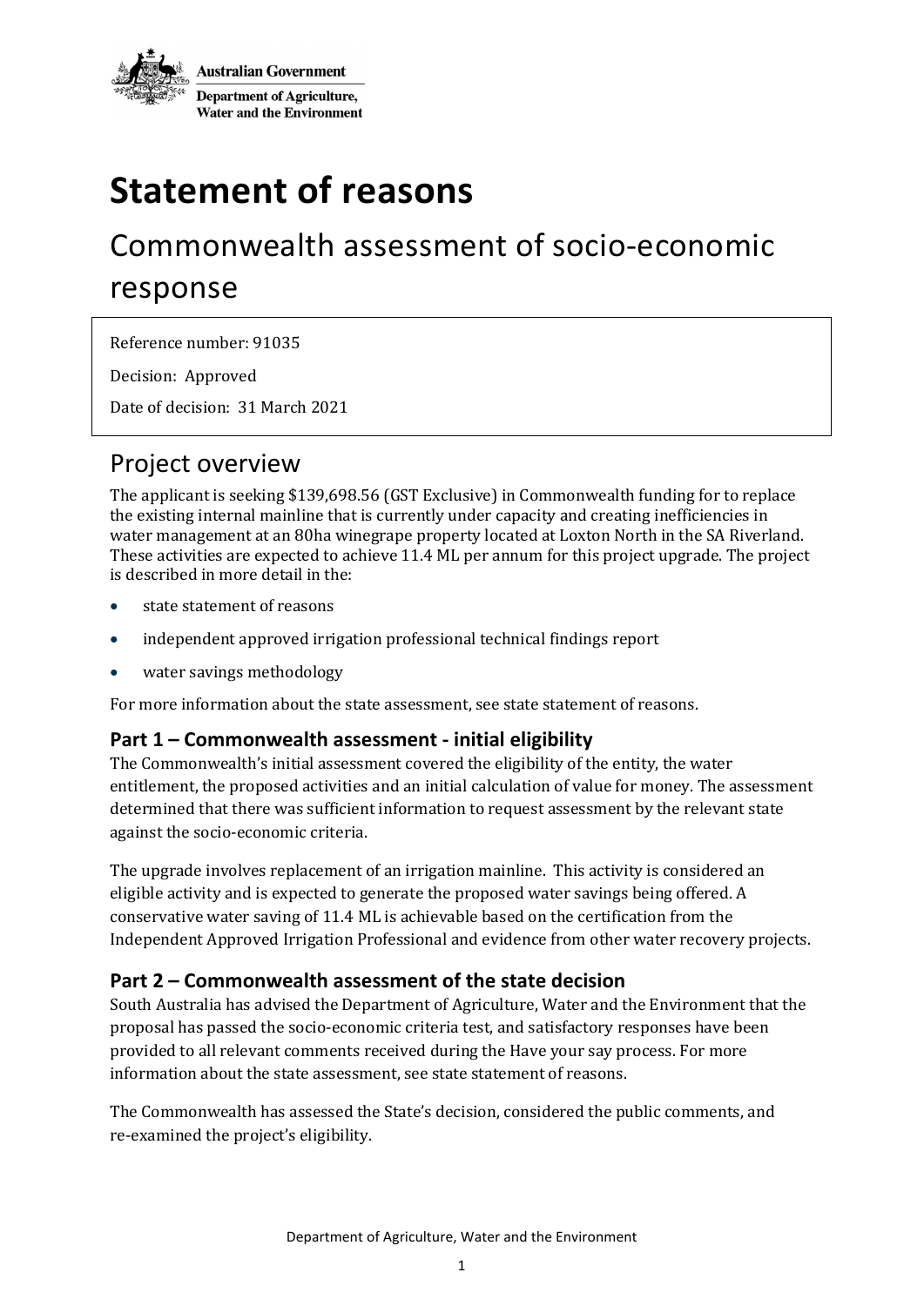Australian Government

Department of Agriculture, Water and the Environment

# Statement of reasons

## Commonwealth assessment of socio-economic response

Reference number: 91035

Decision: Approved

Date of decision: 31 March 2021

## Project overview

The applicant is seeking $139,698.56 (GST Exclusive) in Commonwealth funding for to replace the existing internal mainline that is currently under capacity and creating inefficiencies in water management at an 80ha winegrape property located at Loxton North in the SA Riverland. These activities are expected to achieve 11.4 ML per annum for this project upgrade. The project is described in more detail in the:

- state statement of reasons
- independent approved irrigation professional technical findings report
- water savings methodology

For more information about the state assessment, see state statement of reasons.

### Part 1 – Commonwealth assessment - initial eligibility

The Commonwealth's initial assessment covered the eligibility of the entity, the water entitlement, the proposed activities and an initial calculation of value for money. The assessment determined that there was sufficient information to request assessment by the relevant state against the socio-economic criteria.

The upgrade involves replacement of an irrigation mainline. This activity is considered an eligible activity and is expected to generate the proposed water savings being offered. A conservative water saving of 11.4 ML is achievable based on the certification from the Independent Approved Irrigation Professional and evidence from other water recovery projects.

### Part 2 – Commonwealth assessment of the state decision

South Australia has advised the Department of Agriculture, Water and the Environment that the proposal has passed the socio-economic criteria test, and satisfactory responses have been provided to all relevant comments received during the Have your say process. For more information about the state assessment, see state statement of reasons.

The Commonwealth has assessed the State's decision, considered the public comments, and re-examined the project's eligibility.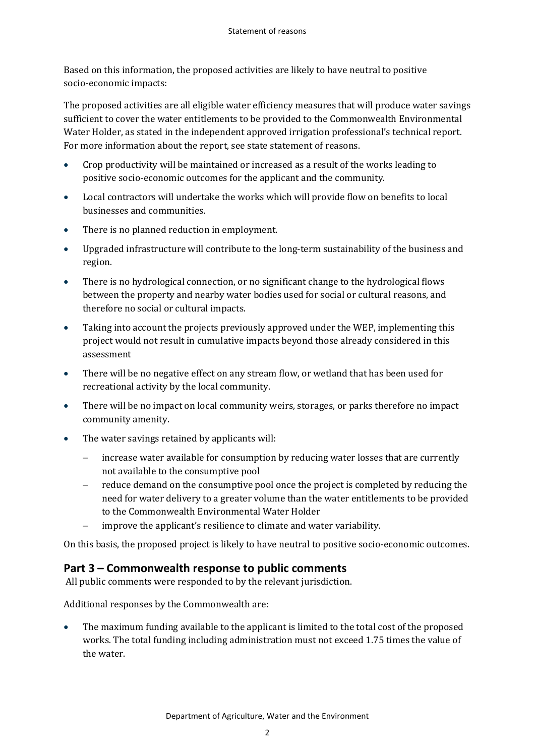Based on this information, the proposed activities are likely to have neutral to positive socio-economic impacts:

The proposed activities are all eligible water efficiency measures that will produce water savings sufficient to cover the water entitlements to be provided to the Commonwealth Environmental Water Holder, as stated in the independent approved irrigation professional's technical report. For more information about the report, see state statement of reasons.

- Crop productivity will be maintained or increased as a result of the works leading to positive socio-economic outcomes for the applicant and the community.
- Local contractors will undertake the works which will provide flow on benefits to local businesses and communities.
- There is no planned reduction in employment.
- Upgraded infrastructure will contribute to the long-term sustainability of the business and region.
- There is no hydrological connection, or no significant change to the hydrological flows between the property and nearby water bodies used for social or cultural reasons, and therefore no social or cultural impacts.
- Taking into account the projects previously approved under the WEP, implementing this project would not result in cumulative impacts beyond those already considered in this assessment
- There will be no negative effect on any stream flow, or wetland that has been used for recreational activity by the local community.
- There will be no impact on local community weirs, storages, or parks therefore no impact community amenity.
- The water savings retained by applicants will:
  - increase water available for consumption by reducing water losses that are currently not available to the consumptive pool
  - reduce demand on the consumptive pool once the project is completed by reducing the need for water delivery to a greater volume than the water entitlements to be provided to the Commonwealth Environmental Water Holder
  - improve the applicant's resilience to climate and water variability.

On this basis, the proposed project is likely to have neutral to positive socio-economic outcomes.

## Part 3 – Commonwealth response to public comments

All public comments were responded to by the relevant jurisdiction.

Additional responses by the Commonwealth are:

- The maximum funding available to the applicant is limited to the total cost of the proposed works. The total funding including administration must not exceed 1.75 times the value of the water.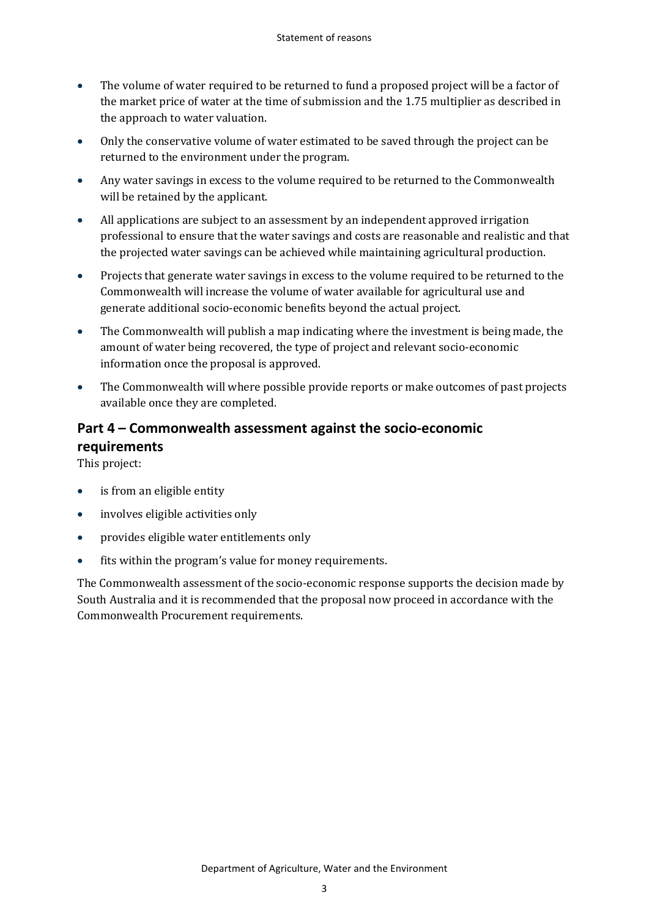- The volume of water required to be returned to fund a proposed project will be a factor of the market price of water at the time of submission and the 1.75 multiplier as described in the approach to water valuation.
- Only the conservative volume of water estimated to be saved through the project can be returned to the environment under the program.
- Any water savings in excess to the volume required to be returned to the Commonwealth will be retained by the applicant.
- All applications are subject to an assessment by an independent approved irrigation professional to ensure that the water savings and costs are reasonable and realistic and that the projected water savings can be achieved while maintaining agricultural production.
- Projects that generate water savings in excess to the volume required to be returned to the Commonwealth will increase the volume of water available for agricultural use and generate additional socio-economic benefits beyond the actual project.
- The Commonwealth will publish a map indicating where the investment is being made, the amount of water being recovered, the type of project and relevant socio-economic information once the proposal is approved.
- The Commonwealth will where possible provide reports or make outcomes of past projects available once they are completed.

## Part 4 – Commonwealth assessment against the socio-economic requirements

This project:

- is from an eligible entity
- involves eligible activities only
- provides eligible water entitlements only
- fits within the program's value for money requirements.

The Commonwealth assessment of the socio-economic response supports the decision made by South Australia and it is recommended that the proposal now proceed in accordance with the Commonwealth Procurement requirements.